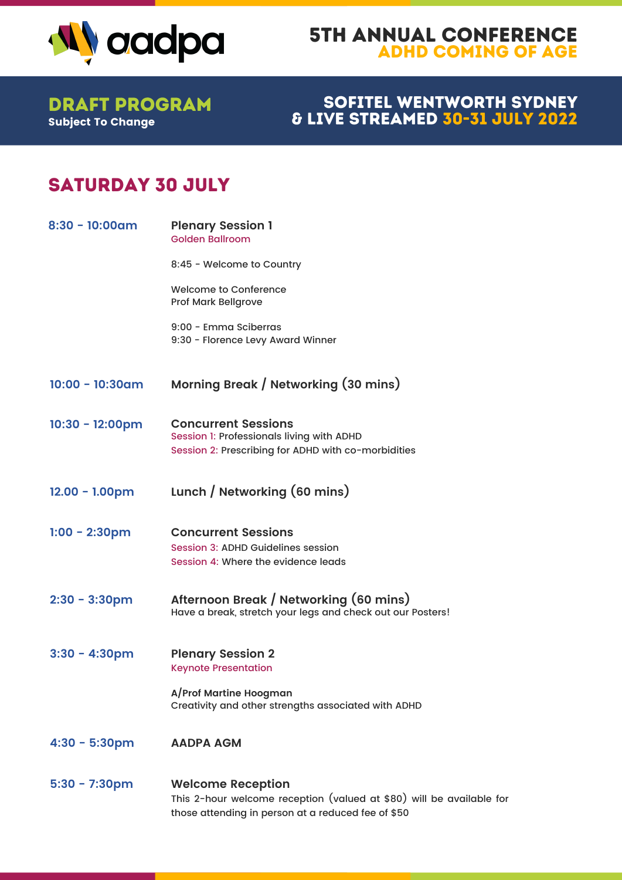aadpa

# 5TH ANNUAL CONFERENCE
## ADHD COMING OF AGE

**DRAFT PROGRAM**
Subject To Change

**SOFITEL WENTWORTH SYDNEY & LIVE STREAMED 30-31 JULY 2022**

## SATURDAY 30 JULY

**8:30 - 10:00am** — **Plenary Session 1**
Golden Ballroom

8:45 - Welcome to Country

Welcome to Conference
Prof Mark Bellgrove

9:00 - Emma Sciberras
9:30 - Florence Levy Award Winner

**10:00 - 10:30am** — **Morning Break / Networking (30 mins)**

**10:30 - 12:00pm** — **Concurrent Sessions**
Session 1: Professionals living with ADHD
Session 2: Prescribing for ADHD with co-morbidities

**12.00 - 1.00pm** — **Lunch / Networking (60 mins)**

**1:00 - 2:30pm** — **Concurrent Sessions**
Session 3: ADHD Guidelines session
Session 4: Where the evidence leads

**2:30 - 3:30pm** — **Afternoon Break / Networking (60 mins)**
Have a break, stretch your legs and check out our Posters!

**3:30 - 4:30pm** — **Plenary Session 2**
Keynote Presentation

**A/Prof Martine Hoogman**
Creativity and other strengths associated with ADHD

**4:30 - 5:30pm** — **AADPA AGM**

**5:30 - 7:30pm** — **Welcome Reception**
This 2-hour welcome reception (valued at $80) will be available for those attending in person at a reduced fee of $50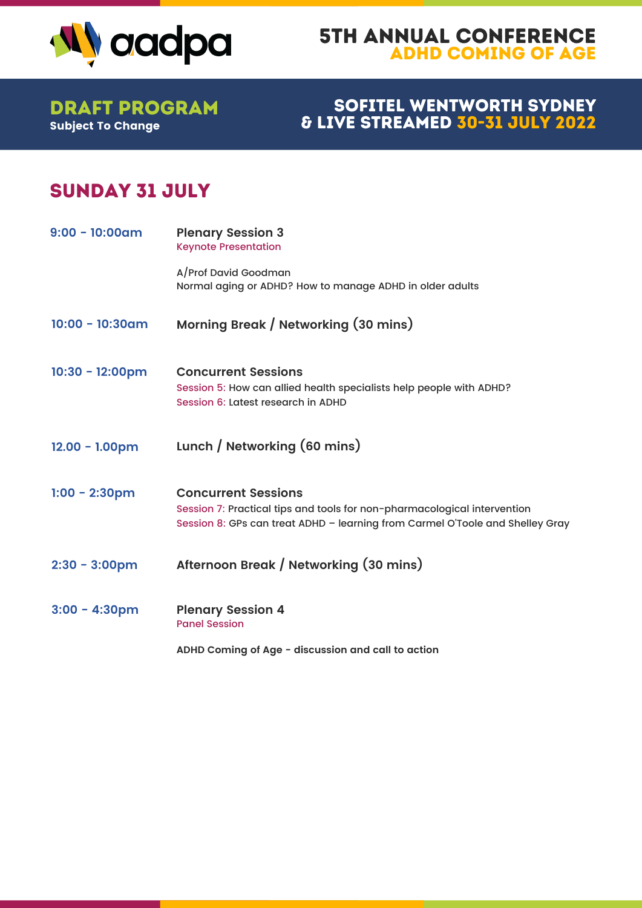# 5TH ANNUAL CONFERENCE
## ADHD COMING OF AGE

**DRAFT PROGRAM**
**Subject To Change**

**SOFITEL WENTWORTH SYDNEY & LIVE STREAMED 30-31 JULY 2022**

## SUNDAY 31 JULY

**9:00 - 10:00am**

**Plenary Session 3**
Keynote Presentation

A/Prof David Goodman
Normal aging or ADHD? How to manage ADHD in older adults

**10:00 - 10:30am**

**Morning Break / Networking (30 mins)**

**10:30 - 12:00pm**

**Concurrent Sessions**
Session 5: How can allied health specialists help people with ADHD?
Session 6: Latest research in ADHD

**12.00 - 1.00pm**

**Lunch / Networking (60 mins)**

**1:00 - 2:30pm**

**Concurrent Sessions**
Session 7: Practical tips and tools for non-pharmacological intervention
Session 8: GPs can treat ADHD – learning from Carmel O'Toole and Shelley Gray

**2:30 - 3:00pm**

**Afternoon Break / Networking (30 mins)**

**3:00 - 4:30pm**

**Plenary Session 4**
Panel Session

**ADHD Coming of Age - discussion and call to action**